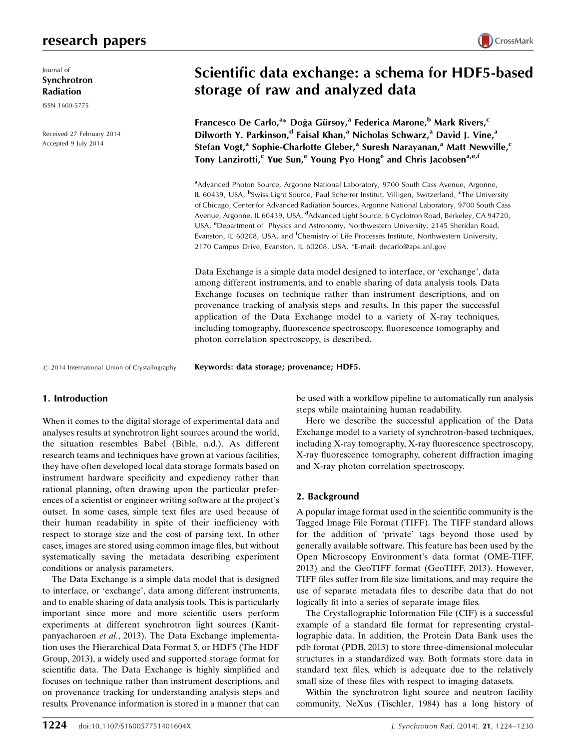# Scientific data exchange: a schema for HDF5-based storage of raw and analyzed data

Journal of **Synchrotron Radiation**

ISSN 1600-5775

Received 27 February 2014
Accepted 9 July 2014

**Francesco De Carlo,[a]* Doğa Gürsoy,[a] Federica Marone,[b] Mark Rivers,[c] Dilworth Y. Parkinson,[d] Faisal Khan,[a] Nicholas Schwarz,[a] David J. Vine,[a] Stefan Vogt,[a] Sophie-Charlotte Gleber,[a] Suresh Narayanan,[a] Matt Newville,[c] Tony Lanzirotti,[c] Yue Sun,[e] Young Pyo Hong[e] and Chris Jacobsen[a,e,f]**

[a]Advanced Photon Source, Argonne National Laboratory, 9700 South Cass Avenue, Argonne, IL 60439, USA, [b]Swiss Light Source, Paul Scherrer Institut, Villigen, Switzerland, [c]The University of Chicago, Center for Advanced Radiation Sources, Argonne National Laboratory, 9700 South Cass Avenue, Argonne, IL 60439, USA, [d]Advanced Light Source, 6 Cyclotron Road, Berkeley, CA 94720, USA, [e]Department of Physics and Astronomy, Northwestern University, 2145 Sheridan Road, Evanston, IL 60208, USA, and [f]Chemistry of Life Processes Institute, Northwestern University, 2170 Campus Drive, Evanston, IL 60208, USA. *E-mail: decarlo@aps.anl.gov

Data Exchange is a simple data model designed to interface, or 'exchange', data among different instruments, and to enable sharing of data analysis tools. Data Exchange focuses on technique rather than instrument descriptions, and on provenance tracking of analysis steps and results. In this paper the successful application of the Data Exchange model to a variety of X-ray techniques, including tomography, fluorescence spectroscopy, fluorescence tomography and photon correlation spectroscopy, is described.

© 2014 International Union of Crystallography

**Keywords: data storage; provenance; HDF5.**

## 1. Introduction

When it comes to the digital storage of experimental data and analyses results at synchrotron light sources around the world, the situation resembles Babel (Bible, n.d.). As different research teams and techniques have grown at various facilities, they have often developed local data storage formats based on instrument hardware specificity and expediency rather than rational planning, often drawing upon the particular preferences of a scientist or engineer writing software at the project's outset. In some cases, simple text files are used because of their human readability in spite of their inefficiency with respect to storage size and the cost of parsing text. In other cases, images are stored using common image files, but without systematically saving the metadata describing experiment conditions or analysis parameters.

The Data Exchange is a simple data model that is designed to interface, or 'exchange', data among different instruments, and to enable sharing of data analysis tools. This is particularly important since more and more scientific users perform experiments at different synchrotron light sources (Kanitpanyacharoen *et al.*, 2013). The Data Exchange implementation uses the Hierarchical Data Format 5, or HDF5 (The HDF Group, 2013), a widely used and supported storage format for scientific data. The Data Exchange is highly simplified and focuses on technique rather than instrument descriptions, and on provenance tracking for understanding analysis steps and results. Provenance information is stored in a manner that can be used with a workflow pipeline to automatically run analysis steps while maintaining human readability.

Here we describe the successful application of the Data Exchange model to a variety of synchrotron-based techniques, including X-ray tomography, X-ray fluorescence spectroscopy, X-ray fluorescence tomography, coherent diffraction imaging and X-ray photon correlation spectroscopy.

## 2. Background

A popular image format used in the scientific community is the Tagged Image File Format (TIFF). The TIFF standard allows for the addition of 'private' tags beyond those used by generally available software. This feature has been used by the Open Microscopy Environment's data format (OME-TIFF, 2013) and the GeoTIFF format (GeoTIFF, 2013). However, TIFF files suffer from file size limitations, and may require the use of separate metadata files to describe data that do not logically fit into a series of separate image files.

The Crystallographic Information File (CIF) is a successful example of a standard file format for representing crystallographic data. In addition, the Protein Data Bank uses the pdb format (PDB, 2013) to store three-dimensional molecular structures in a standardized way. Both formats store data in standard text files, which is adequate due to the relatively small size of these files with respect to imaging datasets.

Within the synchrotron light source and neutron facility community, NeXus (Tischler, 1984) has a long history of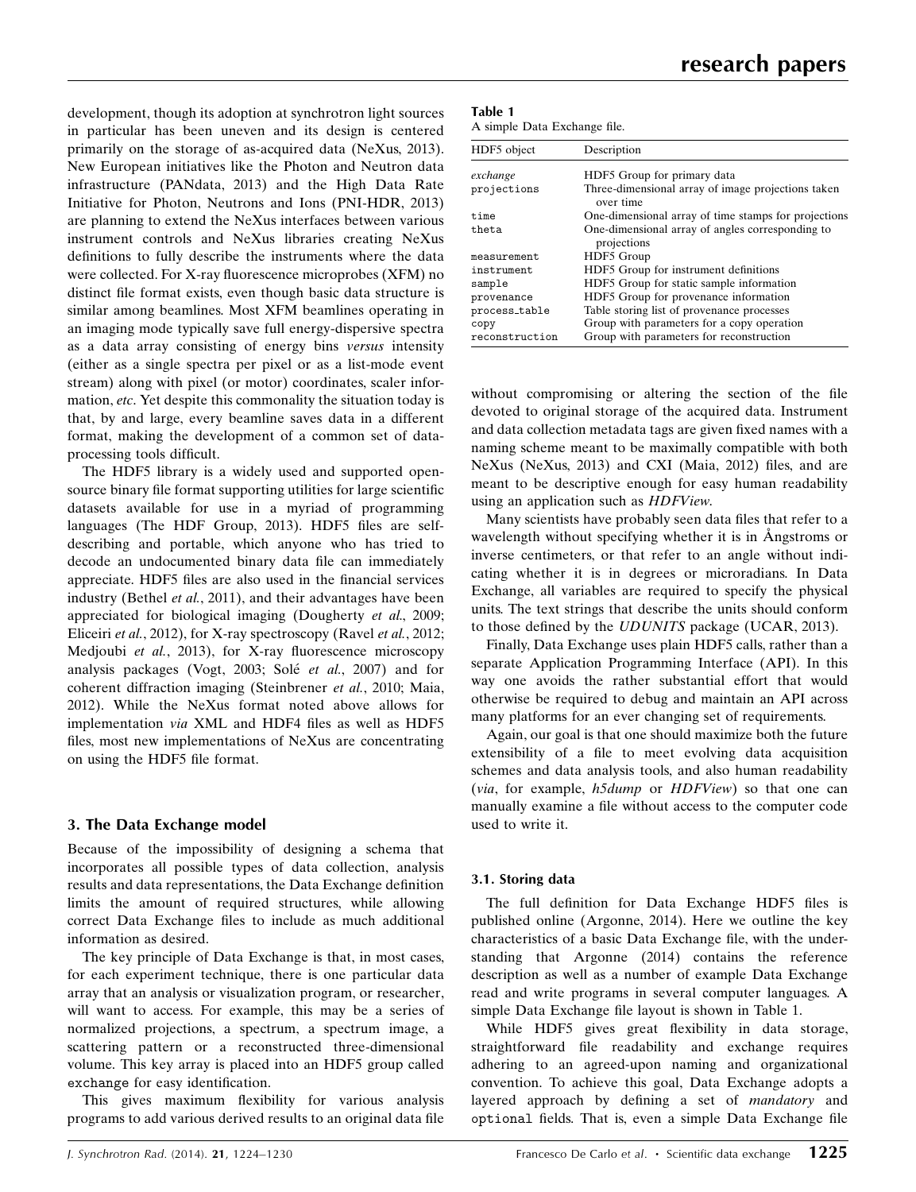development, though its adoption at synchrotron light sources in particular has been uneven and its design is centered primarily on the storage of as-acquired data (NeXus, 2013). New European initiatives like the Photon and Neutron data infrastructure (PANdata, 2013) and the High Data Rate Initiative for Photon, Neutrons and Ions (PNI-HDR, 2013) are planning to extend the NeXus interfaces between various instrument controls and NeXus libraries creating NeXus definitions to fully describe the instruments where the data were collected. For X-ray fluorescence microprobes (XFM) no distinct file format exists, even though basic data structure is similar among beamlines. Most XFM beamlines operating in an imaging mode typically save full energy-dispersive spectra as a data array consisting of energy bins *versus* intensity (either as a single spectra per pixel or as a list-mode event stream) along with pixel (or motor) coordinates, scaler information, *etc*. Yet despite this commonality the situation today is that, by and large, every beamline saves data in a different format, making the development of a common set of data-processing tools difficult.

The HDF5 library is a widely used and supported open-source binary file format supporting utilities for large scientific datasets available for use in a myriad of programming languages (The HDF Group, 2013). HDF5 files are self-describing and portable, which anyone who has tried to decode an undocumented binary data file can immediately appreciate. HDF5 files are also used in the financial services industry (Bethel *et al.*, 2011), and their advantages have been appreciated for biological imaging (Dougherty *et al.*, 2009; Eliceiri *et al.*, 2012), for X-ray spectroscopy (Ravel *et al.*, 2012; Medjoubi *et al.*, 2013), for X-ray fluorescence microscopy analysis packages (Vogt, 2003; Solé *et al.*, 2007) and for coherent diffraction imaging (Steinbrener *et al.*, 2010; Maia, 2012). While the NeXus format noted above allows for implementation *via* XML and HDF4 files as well as HDF5 files, most new implementations of NeXus are concentrating on using the HDF5 file format.

## 3. The Data Exchange model

Because of the impossibility of designing a schema that incorporates all possible types of data collection, analysis results and data representations, the Data Exchange definition limits the amount of required structures, while allowing correct Data Exchange files to include as much additional information as desired.

The key principle of Data Exchange is that, in most cases, for each experiment technique, there is one particular data array that an analysis or visualization program, or researcher, will want to access. For example, this may be a series of normalized projections, a spectrum, a spectrum image, a scattering pattern or a reconstructed three-dimensional volume. This key array is placed into an HDF5 group called `exchange` for easy identification.

This gives maximum flexibility for various analysis programs to add various derived results to an original data file without compromising or altering the section of the file devoted to original storage of the acquired data. Instrument and data collection metadata tags are given fixed names with a naming scheme meant to be maximally compatible with both NeXus (NeXus, 2013) and CXI (Maia, 2012) files, and are meant to be descriptive enough for easy human readability using an application such as *HDFView*.

Many scientists have probably seen data files that refer to a wavelength without specifying whether it is in Ångstroms or inverse centimeters, or that refer to an angle without indicating whether it is in degrees or microradians. In Data Exchange, all variables are required to specify the physical units. The text strings that describe the units should conform to those defined by the *UDUNITS* package (UCAR, 2013).

Finally, Data Exchange uses plain HDF5 calls, rather than a separate Application Programming Interface (API). In this way one avoids the rather substantial effort that would otherwise be required to debug and maintain an API across many platforms for an ever changing set of requirements.

Again, our goal is that one should maximize both the future extensibility of a file to meet evolving data acquisition schemes and data analysis tools, and also human readability (*via*, for example, *h5dump* or *HDFView*) so that one can manually examine a file without access to the computer code used to write it.

**Table 1**
A simple Data Exchange file.

| HDF5 object | Description |
|---|---|
| *exchange* | HDF5 Group for primary data |
| `projections` | Three-dimensional array of image projections taken over time |
| `time` | One-dimensional array of time stamps for projections |
| `theta` | One-dimensional array of angles corresponding to projections |
| `measurement` | HDF5 Group |
| `instrument` | HDF5 Group for instrument definitions |
| `sample` | HDF5 Group for static sample information |
| `provenance` | HDF5 Group for provenance information |
| `process_table` | Table storing list of provenance processes |
| `copy` | Group with parameters for a copy operation |
| `reconstruction` | Group with parameters for reconstruction |

### 3.1. Storing data

The full definition for Data Exchange HDF5 files is published online (Argonne, 2014). Here we outline the key characteristics of a basic Data Exchange file, with the understanding that Argonne (2014) contains the reference description as well as a number of example Data Exchange read and write programs in several computer languages. A simple Data Exchange file layout is shown in Table 1.

While HDF5 gives great flexibility in data storage, straightforward file readability and exchange requires adhering to an agreed-upon naming and organizational convention. To achieve this goal, Data Exchange adopts a layered approach by defining a set of *mandatory* and `optional` fields. That is, even a simple Data Exchange file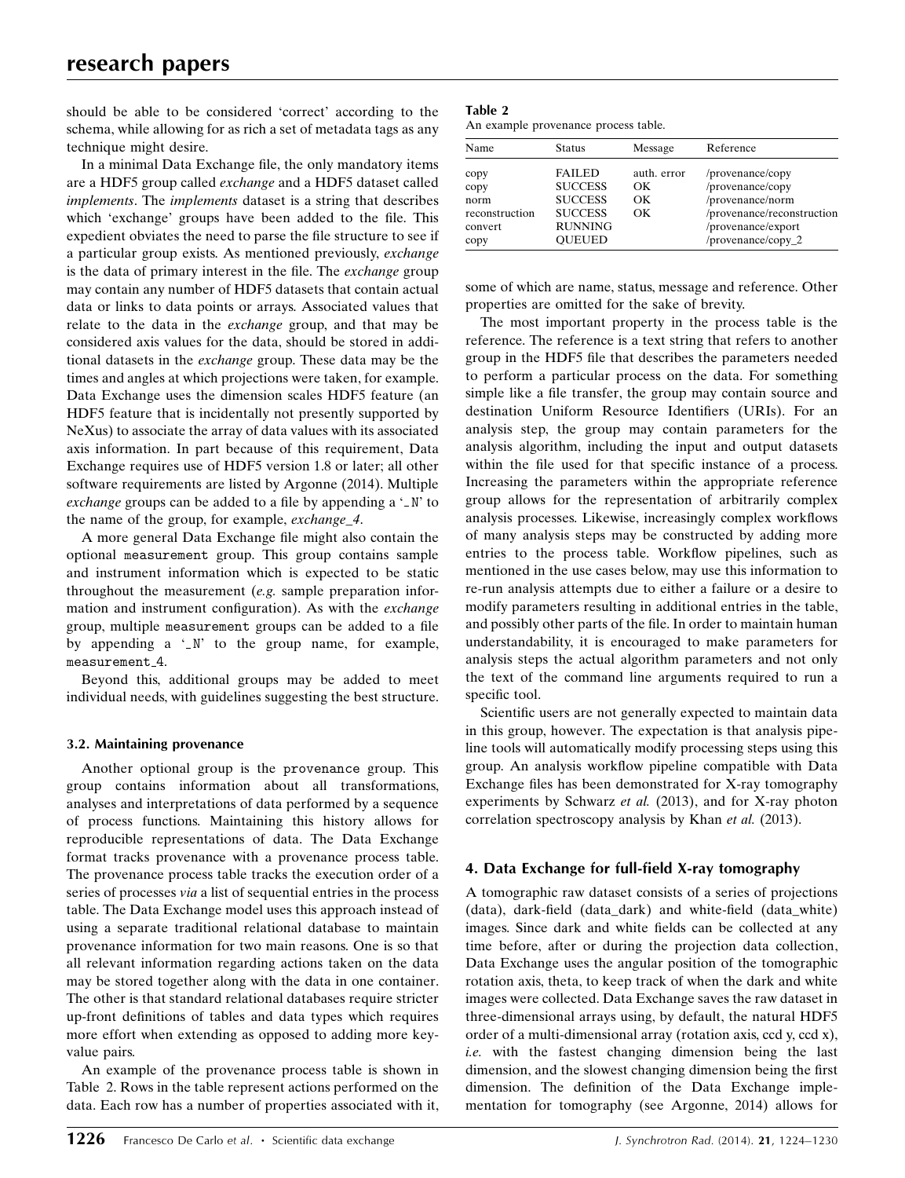should be able to be considered 'correct' according to the schema, while allowing for as rich a set of metadata tags as any technique might desire.

In a minimal Data Exchange file, the only mandatory items are a HDF5 group called *exchange* and a HDF5 dataset called *implements*. The *implements* dataset is a string that describes which 'exchange' groups have been added to the file. This expedient obviates the need to parse the file structure to see if a particular group exists. As mentioned previously, *exchange* is the data of primary interest in the file. The *exchange* group may contain any number of HDF5 datasets that contain actual data or links to data points or arrays. Associated values that relate to the data in the *exchange* group, and that may be considered axis values for the data, should be stored in additional datasets in the *exchange* group. These data may be the times and angles at which projections were taken, for example. Data Exchange uses the dimension scales HDF5 feature (an HDF5 feature that is incidentally not presently supported by NeXus) to associate the array of data values with its associated axis information. In part because of this requirement, Data Exchange requires use of HDF5 version 1.8 or later; all other software requirements are listed by Argonne (2014). Multiple *exchange* groups can be added to a file by appending a '_N' to the name of the group, for example, *exchange_4*.

A more general Data Exchange file might also contain the optional `measurement` group. This group contains sample and instrument information which is expected to be static throughout the measurement (*e.g.* sample preparation information and instrument configuration). As with the *exchange* group, multiple `measurement` groups can be added to a file by appending a '_N' to the group name, for example, `measurement_4`.

Beyond this, additional groups may be added to meet individual needs, with guidelines suggesting the best structure.

### 3.2. Maintaining provenance

Another optional group is the `provenance` group. This group contains information about all transformations, analyses and interpretations of data performed by a sequence of process functions. Maintaining this history allows for reproducible representations of data. The Data Exchange format tracks provenance with a provenance process table. The provenance process table tracks the execution order of a series of processes *via* a list of sequential entries in the process table. The Data Exchange model uses this approach instead of using a separate traditional relational database to maintain provenance information for two main reasons. One is so that all relevant information regarding actions taken on the data may be stored together along with the data in one container. The other is that standard relational databases require stricter up-front definitions of tables and data types which requires more effort when extending as opposed to adding more key-value pairs.

An example of the provenance process table is shown in Table 2. Rows in the table represent actions performed on the data. Each row has a number of properties associated with it, some of which are name, status, message and reference. Other properties are omitted for the sake of brevity.

**Table 2**
An example provenance process table.

| Name | Status | Message | Reference |
|---|---|---|---|
| copy | FAILED | auth. error | /provenance/copy |
| copy | SUCCESS | OK | /provenance/copy |
| norm | SUCCESS | OK | /provenance/norm |
| reconstruction | SUCCESS | OK | /provenance/reconstruction |
| convert | RUNNING | | /provenance/export |
| copy | QUEUED | | /provenance/copy_2 |

The most important property in the process table is the reference. The reference is a text string that refers to another group in the HDF5 file that describes the parameters needed to perform a particular process on the data. For something simple like a file transfer, the group may contain source and destination Uniform Resource Identifiers (URIs). For an analysis step, the group may contain parameters for the analysis algorithm, including the input and output datasets within the file used for that specific instance of a process. Increasing the parameters within the appropriate reference group allows for the representation of arbitrarily complex analysis processes. Likewise, increasingly complex workflows of many analysis steps may be constructed by adding more entries to the process table. Workflow pipelines, such as mentioned in the use cases below, may use this information to re-run analysis attempts due to either a failure or a desire to modify parameters resulting in additional entries in the table, and possibly other parts of the file. In order to maintain human understandability, it is encouraged to make parameters for analysis steps the actual algorithm parameters and not only the text of the command line arguments required to run a specific tool.

Scientific users are not generally expected to maintain data in this group, however. The expectation is that analysis pipeline tools will automatically modify processing steps using this group. An analysis workflow pipeline compatible with Data Exchange files has been demonstrated for X-ray tomography experiments by Schwarz *et al.* (2013), and for X-ray photon correlation spectroscopy analysis by Khan *et al.* (2013).

## 4. Data Exchange for full-field X-ray tomography

A tomographic raw dataset consists of a series of projections (data), dark-field (data_dark) and white-field (data_white) images. Since dark and white fields can be collected at any time before, after or during the projection data collection, Data Exchange uses the angular position of the tomographic rotation axis, theta, to keep track of when the dark and white images were collected. Data Exchange saves the raw dataset in three-dimensional arrays using, by default, the natural HDF5 order of a multi-dimensional array (rotation axis, ccd y, ccd x), *i.e.* with the fastest changing dimension being the last dimension, and the slowest changing dimension being the first dimension. The definition of the Data Exchange implementation for tomography (see Argonne, 2014) allows for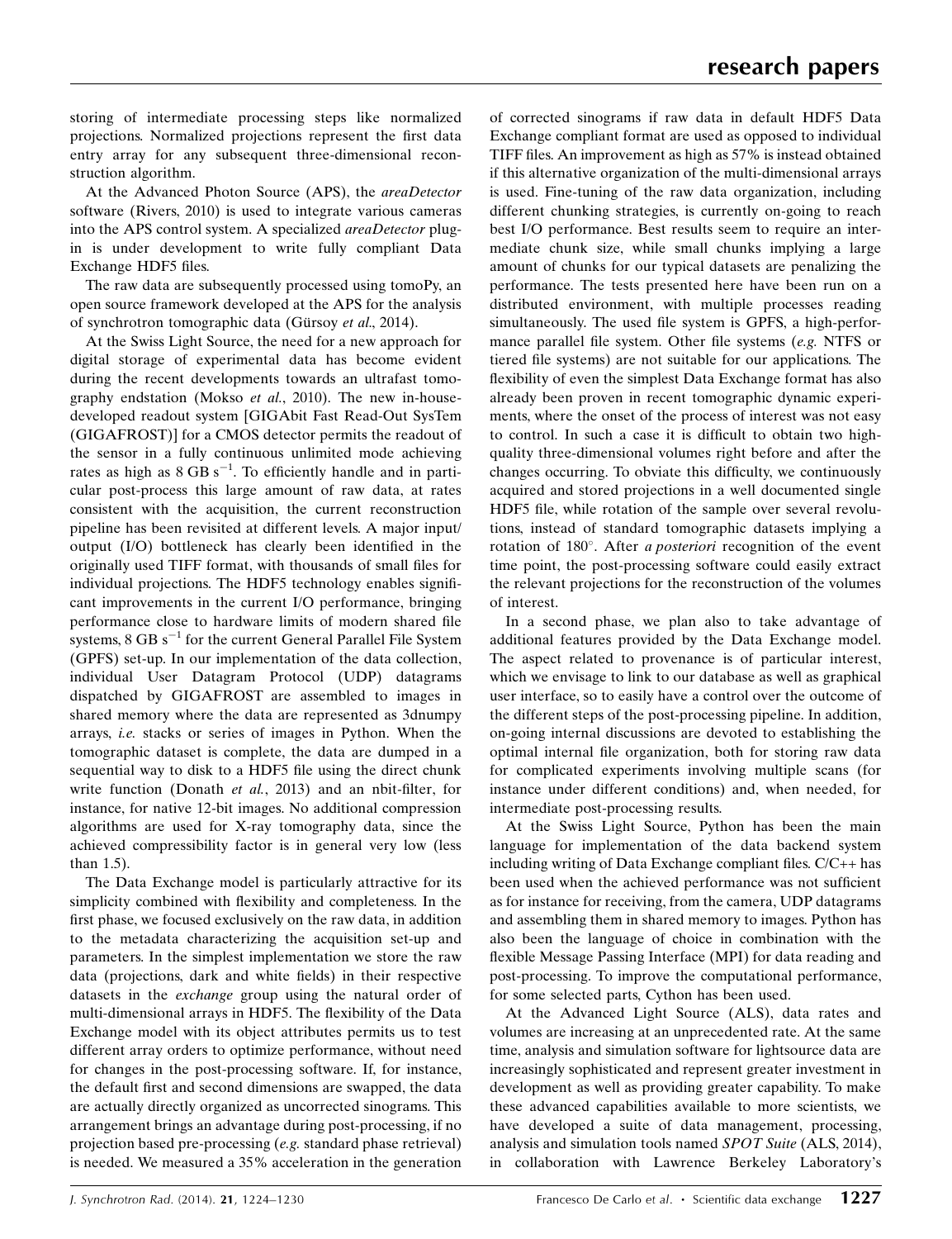storing of intermediate processing steps like normalized projections. Normalized projections represent the first data entry array for any subsequent three-dimensional reconstruction algorithm.

At the Advanced Photon Source (APS), the *areaDetector* software (Rivers, 2010) is used to integrate various cameras into the APS control system. A specialized *areaDetector* plugin is under development to write fully compliant Data Exchange HDF5 files.

The raw data are subsequently processed using tomoPy, an open source framework developed at the APS for the analysis of synchrotron tomographic data (Gürsoy *et al.*, 2014).

At the Swiss Light Source, the need for a new approach for digital storage of experimental data has become evident during the recent developments towards an ultrafast tomography endstation (Mokso *et al.*, 2010). The new in-house-developed readout system [GIGAbit Fast Read-Out SysTem (GIGAFROST)] for a CMOS detector permits the readout of the sensor in a fully continuous unlimited mode achieving rates as high as 8 GB $s^{-1}$. To efficiently handle and in particular post-process this large amount of raw data, at rates consistent with the acquisition, the current reconstruction pipeline has been revisited at different levels. A major input/output (I/O) bottleneck has clearly been identified in the originally used TIFF format, with thousands of small files for individual projections. The HDF5 technology enables significant improvements in the current I/O performance, bringing performance close to hardware limits of modern shared file systems, 8 GB $s^{-1}$ for the current General Parallel File System (GPFS) set-up. In our implementation of the data collection, individual User Datagram Protocol (UDP) datagrams dispatched by GIGAFROST are assembled to images in shared memory where the data are represented as 3dnumpy arrays, *i.e.* stacks or series of images in Python. When the tomographic dataset is complete, the data are dumped in a sequential way to disk to a HDF5 file using the direct chunk write function (Donath *et al.*, 2013) and an nbit-filter, for instance, for native 12-bit images. No additional compression algorithms are used for X-ray tomography data, since the achieved compressibility factor is in general very low (less than 1.5).

The Data Exchange model is particularly attractive for its simplicity combined with flexibility and completeness. In the first phase, we focused exclusively on the raw data, in addition to the metadata characterizing the acquisition set-up and parameters. In the simplest implementation we store the raw data (projections, dark and white fields) in their respective datasets in the *exchange* group using the natural order of multi-dimensional arrays in HDF5. The flexibility of the Data Exchange model with its object attributes permits us to test different array orders to optimize performance, without need for changes in the post-processing software. If, for instance, the default first and second dimensions are swapped, the data are actually directly organized as uncorrected sinograms. This arrangement brings an advantage during post-processing, if no projection based pre-processing (*e.g.* standard phase retrieval) is needed. We measured a 35% acceleration in the generation of corrected sinograms if raw data in default HDF5 Data Exchange compliant format are used as opposed to individual TIFF files. An improvement as high as 57% is instead obtained if this alternative organization of the multi-dimensional arrays is used. Fine-tuning of the raw data organization, including different chunking strategies, is currently on-going to reach best I/O performance. Best results seem to require an intermediate chunk size, while small chunks implying a large amount of chunks for our typical datasets are penalizing the performance. The tests presented here have been run on a distributed environment, with multiple processes reading simultaneously. The used file system is GPFS, a high-performance parallel file system. Other file systems (*e.g.* NTFS or tiered file systems) are not suitable for our applications. The flexibility of even the simplest Data Exchange format has also already been proven in recent tomographic dynamic experiments, where the onset of the process of interest was not easy to control. In such a case it is difficult to obtain two high-quality three-dimensional volumes right before and after the changes occurring. To obviate this difficulty, we continuously acquired and stored projections in a well documented single HDF5 file, while rotation of the sample over several revolutions, instead of standard tomographic datasets implying a rotation of 180°. After *a posteriori* recognition of the event time point, the post-processing software could easily extract the relevant projections for the reconstruction of the volumes of interest.

In a second phase, we plan also to take advantage of additional features provided by the Data Exchange model. The aspect related to provenance is of particular interest, which we envisage to link to our database as well as graphical user interface, so to easily have a control over the outcome of the different steps of the post-processing pipeline. In addition, on-going internal discussions are devoted to establishing the optimal internal file organization, both for storing raw data for complicated experiments involving multiple scans (for instance under different conditions) and, when needed, for intermediate post-processing results.

At the Swiss Light Source, Python has been the main language for implementation of the data backend system including writing of Data Exchange compliant files. C/C++ has been used when the achieved performance was not sufficient as for instance for receiving, from the camera, UDP datagrams and assembling them in shared memory to images. Python has also been the language of choice in combination with the flexible Message Passing Interface (MPI) for data reading and post-processing. To improve the computational performance, for some selected parts, Cython has been used.

At the Advanced Light Source (ALS), data rates and volumes are increasing at an unprecedented rate. At the same time, analysis and simulation software for lightsource data are increasingly sophisticated and represent greater investment in development as well as providing greater capability. To make these advanced capabilities available to more scientists, we have developed a suite of data management, processing, analysis and simulation tools named *SPOT Suite* (ALS, 2014), in collaboration with Lawrence Berkeley Laboratory's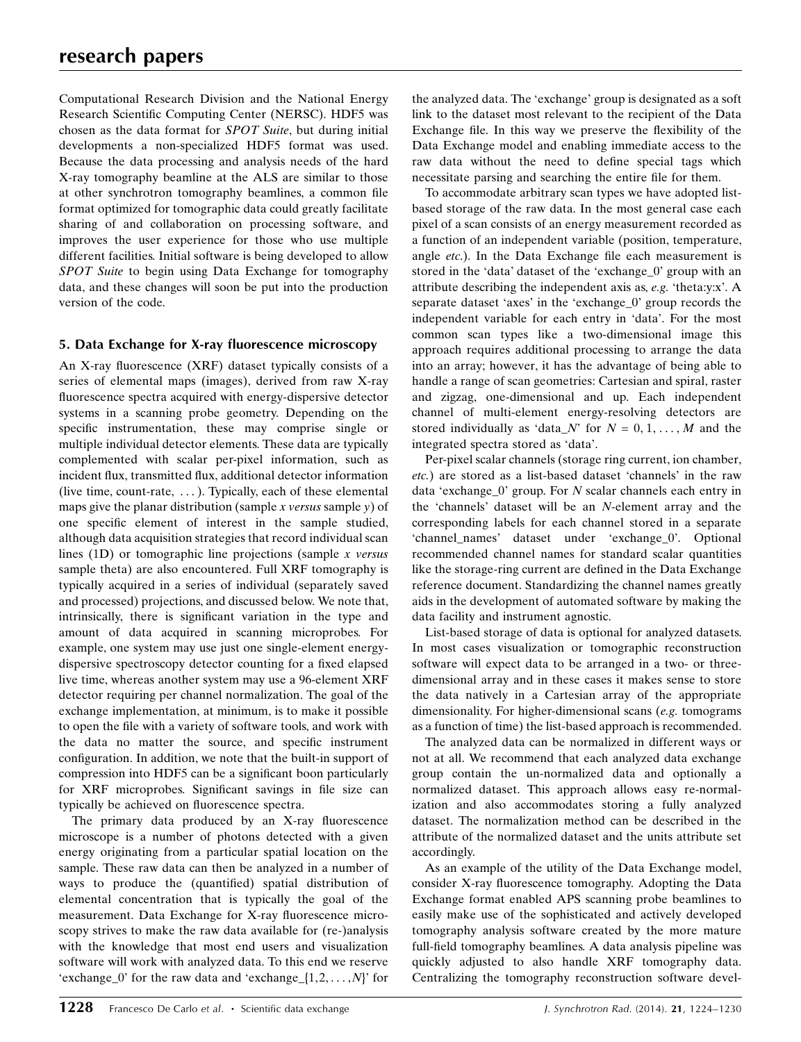Computational Research Division and the National Energy Research Scientific Computing Center (NERSC). HDF5 was chosen as the data format for *SPOT Suite*, but during initial developments a non-specialized HDF5 format was used. Because the data processing and analysis needs of the hard X-ray tomography beamline at the ALS are similar to those at other synchrotron tomography beamlines, a common file format optimized for tomographic data could greatly facilitate sharing of and collaboration on processing software, and improves the user experience for those who use multiple different facilities. Initial software is being developed to allow *SPOT Suite* to begin using Data Exchange for tomography data, and these changes will soon be put into the production version of the code.

## 5. Data Exchange for X-ray fluorescence microscopy

An X-ray fluorescence (XRF) dataset typically consists of a series of elemental maps (images), derived from raw X-ray fluorescence spectra acquired with energy-dispersive detector systems in a scanning probe geometry. Depending on the specific instrumentation, these may comprise single or multiple individual detector elements. These data are typically complemented with scalar per-pixel information, such as incident flux, transmitted flux, additional detector information (live time, count-rate, ...). Typically, each of these elemental maps give the planar distribution (sample *x versus* sample *y*) of one specific element of interest in the sample studied, although data acquisition strategies that record individual scan lines (1D) or tomographic line projections (sample *x versus* sample theta) are also encountered. Full XRF tomography is typically acquired in a series of individual (separately saved and processed) projections, and discussed below. We note that, intrinsically, there is significant variation in the type and amount of data acquired in scanning microprobes. For example, one system may use just one single-element energy-dispersive spectroscopy detector counting for a fixed elapsed live time, whereas another system may use a 96-element XRF detector requiring per channel normalization. The goal of the exchange implementation, at minimum, is to make it possible to open the file with a variety of software tools, and work with the data no matter the source, and specific instrument configuration. In addition, we note that the built-in support of compression into HDF5 can be a significant boon particularly for XRF microprobes. Significant savings in file size can typically be achieved on fluorescence spectra.

The primary data produced by an X-ray fluorescence microscope is a number of photons detected with a given energy originating from a particular spatial location on the sample. These raw data can then be analyzed in a number of ways to produce the (quantified) spatial distribution of elemental concentration that is typically the goal of the measurement. Data Exchange for X-ray fluorescence microscopy strives to make the raw data available for (re-)analysis with the knowledge that most end users and visualization software will work with analyzed data. To this end we reserve 'exchange_0' for the raw data and 'exchange_$\{1, 2, \ldots, N\}$' for the analyzed data. The 'exchange' group is designated as a soft link to the dataset most relevant to the recipient of the Data Exchange file. In this way we preserve the flexibility of the Data Exchange model and enabling immediate access to the raw data without the need to define special tags which necessitate parsing and searching the entire file for them.

To accommodate arbitrary scan types we have adopted list-based storage of the raw data. In the most general case each pixel of a scan consists of an energy measurement recorded as a function of an independent variable (position, temperature, angle *etc.*). In the Data Exchange file each measurement is stored in the 'data' dataset of the 'exchange_0' group with an attribute describing the independent axis as, *e.g.* 'theta:y:x'. A separate dataset 'axes' in the 'exchange_0' group records the independent variable for each entry in 'data'. For the most common scan types like a two-dimensional image this approach requires additional processing to arrange the data into an array; however, it has the advantage of being able to handle a range of scan geometries: Cartesian and spiral, raster and zigzag, one-dimensional and up. Each independent channel of multi-element energy-resolving detectors are stored individually as 'data_*N*' for $N = 0, 1, \ldots, M$ and the integrated spectra stored as 'data'.

Per-pixel scalar channels (storage ring current, ion chamber, *etc.*) are stored as a list-based dataset 'channels' in the raw data 'exchange_0' group. For *N* scalar channels each entry in the 'channels' dataset will be an *N*-element array and the corresponding labels for each channel stored in a separate 'channel_names' dataset under 'exchange_0'. Optional recommended channel names for standard scalar quantities like the storage-ring current are defined in the Data Exchange reference document. Standardizing the channel names greatly aids in the development of automated software by making the data facility and instrument agnostic.

List-based storage of data is optional for analyzed datasets. In most cases visualization or tomographic reconstruction software will expect data to be arranged in a two- or three-dimensional array and in these cases it makes sense to store the data natively in a Cartesian array of the appropriate dimensionality. For higher-dimensional scans (*e.g.* tomograms as a function of time) the list-based approach is recommended.

The analyzed data can be normalized in different ways or not at all. We recommend that each analyzed data exchange group contain the un-normalized data and optionally a normalized dataset. This approach allows easy re-normalization and also accommodates storing a fully analyzed dataset. The normalization method can be described in the attribute of the normalized dataset and the units attribute set accordingly.

As an example of the utility of the Data Exchange model, consider X-ray fluorescence tomography. Adopting the Data Exchange format enabled APS scanning probe beamlines to easily make use of the sophisticated and actively developed tomography analysis software created by the more mature full-field tomography beamlines. A data analysis pipeline was quickly adjusted to also handle XRF tomography data. Centralizing the tomography reconstruction software devel-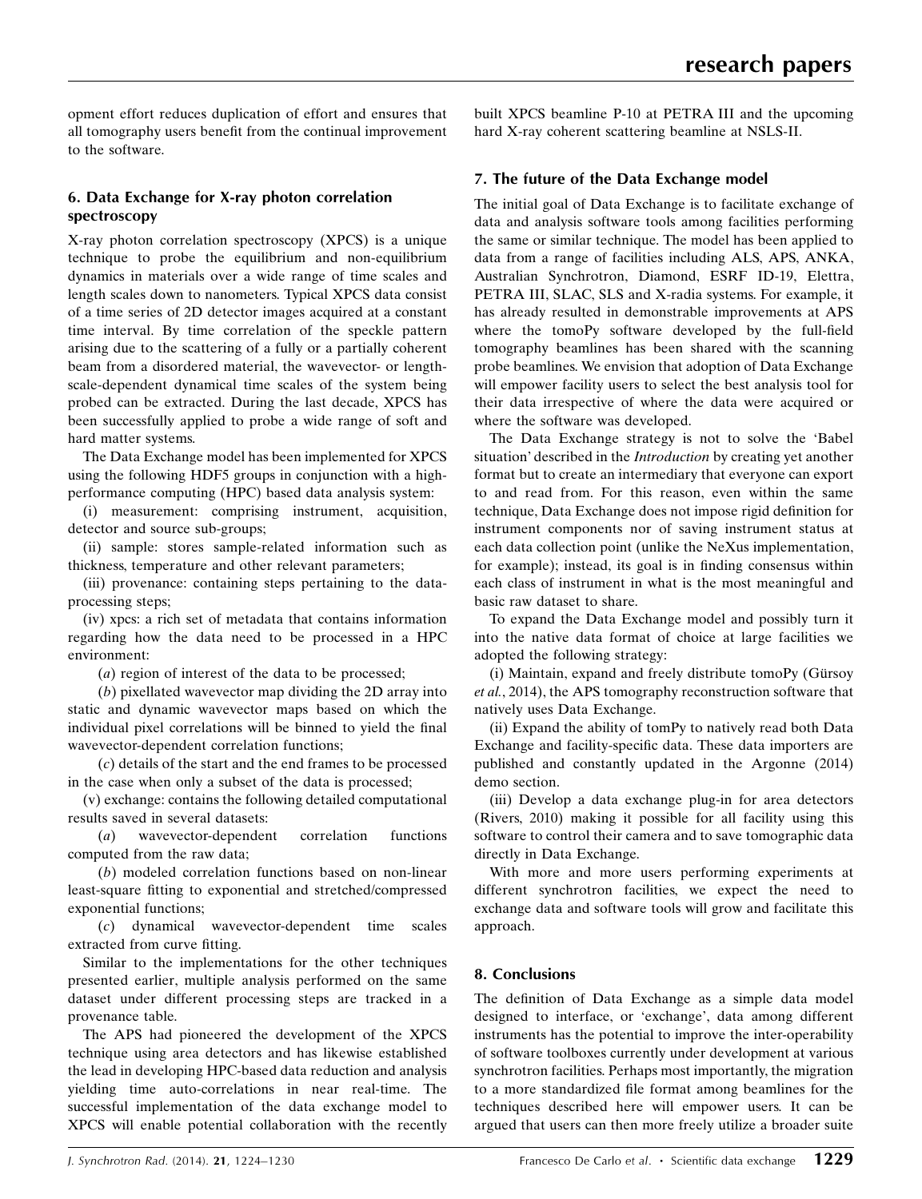opment effort reduces duplication of effort and ensures that all tomography users benefit from the continual improvement to the software.

## 6. Data Exchange for X-ray photon correlation spectroscopy

X-ray photon correlation spectroscopy (XPCS) is a unique technique to probe the equilibrium and non-equilibrium dynamics in materials over a wide range of time scales and length scales down to nanometers. Typical XPCS data consist of a time series of 2D detector images acquired at a constant time interval. By time correlation of the speckle pattern arising due to the scattering of a fully or a partially coherent beam from a disordered material, the wavevector- or length-scale-dependent dynamical time scales of the system being probed can be extracted. During the last decade, XPCS has been successfully applied to probe a wide range of soft and hard matter systems.

The Data Exchange model has been implemented for XPCS using the following HDF5 groups in conjunction with a high-performance computing (HPC) based data analysis system:

(i) measurement: comprising instrument, acquisition, detector and source sub-groups;

(ii) sample: stores sample-related information such as thickness, temperature and other relevant parameters;

(iii) provenance: containing steps pertaining to the data-processing steps;

(iv) xpcs: a rich set of metadata that contains information regarding how the data need to be processed in a HPC environment:

(*a*) region of interest of the data to be processed;

(*b*) pixellated wavevector map dividing the 2D array into static and dynamic wavevector maps based on which the individual pixel correlations will be binned to yield the final wavevector-dependent correlation functions;

(*c*) details of the start and the end frames to be processed in the case when only a subset of the data is processed;

(v) exchange: contains the following detailed computational results saved in several datasets:

(*a*) wavevector-dependent correlation functions computed from the raw data;

(*b*) modeled correlation functions based on non-linear least-square fitting to exponential and stretched/compressed exponential functions;

(*c*) dynamical wavevector-dependent time scales extracted from curve fitting.

Similar to the implementations for the other techniques presented earlier, multiple analysis performed on the same dataset under different processing steps are tracked in a provenance table.

The APS had pioneered the development of the XPCS technique using area detectors and has likewise established the lead in developing HPC-based data reduction and analysis yielding time auto-correlations in near real-time. The successful implementation of the data exchange model to XPCS will enable potential collaboration with the recently built XPCS beamline P-10 at PETRA III and the upcoming hard X-ray coherent scattering beamline at NSLS-II.

## 7. The future of the Data Exchange model

The initial goal of Data Exchange is to facilitate exchange of data and analysis software tools among facilities performing the same or similar technique. The model has been applied to data from a range of facilities including ALS, APS, ANKA, Australian Synchrotron, Diamond, ESRF ID-19, Elettra, PETRA III, SLAC, SLS and X-radia systems. For example, it has already resulted in demonstrable improvements at APS where the tomoPy software developed by the full-field tomography beamlines has been shared with the scanning probe beamlines. We envision that adoption of Data Exchange will empower facility users to select the best analysis tool for their data irrespective of where the data were acquired or where the software was developed.

The Data Exchange strategy is not to solve the 'Babel situation' described in the *Introduction* by creating yet another format but to create an intermediary that everyone can export to and read from. For this reason, even within the same technique, Data Exchange does not impose rigid definition for instrument components nor of saving instrument status at each data collection point (unlike the NeXus implementation, for example); instead, its goal is in finding consensus within each class of instrument in what is the most meaningful and basic raw dataset to share.

To expand the Data Exchange model and possibly turn it into the native data format of choice at large facilities we adopted the following strategy:

(i) Maintain, expand and freely distribute tomoPy (Gürsoy *et al.*, 2014), the APS tomography reconstruction software that natively uses Data Exchange.

(ii) Expand the ability of tomPy to natively read both Data Exchange and facility-specific data. These data importers are published and constantly updated in the Argonne (2014) demo section.

(iii) Develop a data exchange plug-in for area detectors (Rivers, 2010) making it possible for all facility using this software to control their camera and to save tomographic data directly in Data Exchange.

With more and more users performing experiments at different synchrotron facilities, we expect the need to exchange data and software tools will grow and facilitate this approach.

## 8. Conclusions

The definition of Data Exchange as a simple data model designed to interface, or 'exchange', data among different instruments has the potential to improve the inter-operability of software toolboxes currently under development at various synchrotron facilities. Perhaps most importantly, the migration to a more standardized file format among beamlines for the techniques described here will empower users. It can be argued that users can then more freely utilize a broader suite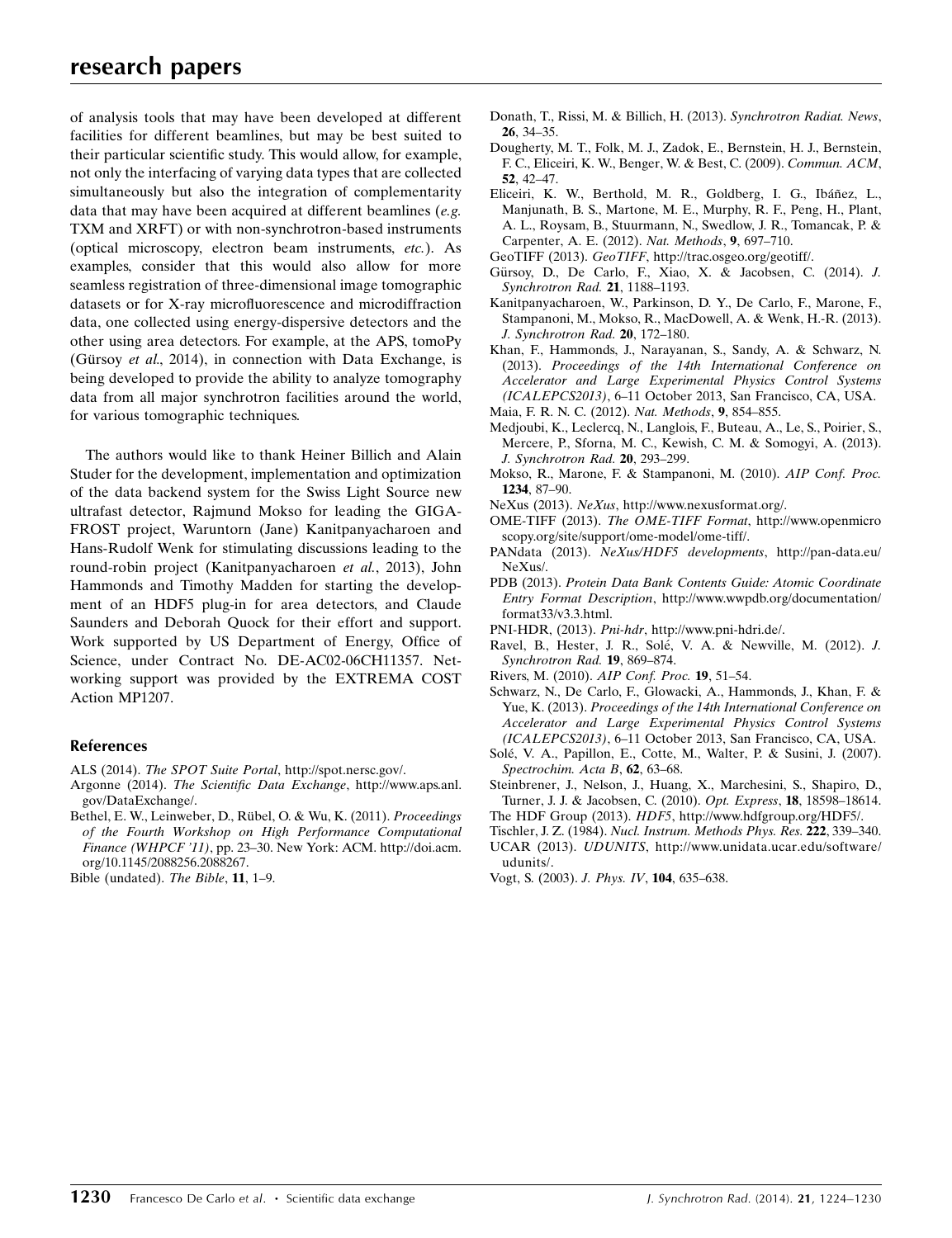of analysis tools that may have been developed at different facilities for different beamlines, but may be best suited to their particular scientific study. This would allow, for example, not only the interfacing of varying data types that are collected simultaneously but also the integration of complementarity data that may have been acquired at different beamlines (*e.g.* TXM and XRFT) or with non-synchrotron-based instruments (optical microscopy, electron beam instruments, *etc.*). As examples, consider that this would also allow for more seamless registration of three-dimensional image tomographic datasets or for X-ray microfluorescence and microdiffraction data, one collected using energy-dispersive detectors and the other using area detectors. For example, at the APS, tomoPy (Gürsoy *et al.*, 2014), in connection with Data Exchange, is being developed to provide the ability to analyze tomography data from all major synchrotron facilities around the world, for various tomographic techniques.

The authors would like to thank Heiner Billich and Alain Studer for the development, implementation and optimization of the data backend system for the Swiss Light Source new ultrafast detector, Rajmund Mokso for leading the GIGA-FROST project, Waruntorn (Jane) Kanitpanyacharoen and Hans-Rudolf Wenk for stimulating discussions leading to the round-robin project (Kanitpanyacharoen *et al.*, 2013), John Hammonds and Timothy Madden for starting the development of an HDF5 plug-in for area detectors, and Claude Saunders and Deborah Quock for their effort and support. Work supported by US Department of Energy, Office of Science, under Contract No. DE-AC02-06CH11357. Networking support was provided by the EXTREMA COST Action MP1207.

## References

ALS (2014). *The SPOT Suite Portal*, http://spot.nersc.gov/.

Argonne (2014). *The Scientific Data Exchange*, http://www.aps.anl.gov/DataExchange/.

Bethel, E. W., Leinweber, D., Rübel, O. & Wu, K. (2011). *Proceedings of the Fourth Workshop on High Performance Computational Finance (WHPCF '11)*, pp. 23–30. New York: ACM. http://doi.acm.org/10.1145/2088256.2088267.

Bible (undated). *The Bible*, **11**, 1–9.

Donath, T., Rissi, M. & Billich, H. (2013). *Synchrotron Radiat. News*, **26**, 34–35.

Dougherty, M. T., Folk, M. J., Zadok, E., Bernstein, H. J., Bernstein, F. C., Eliceiri, K. W., Benger, W. & Best, C. (2009). *Commun. ACM*, **52**, 42–47.

Eliceiri, K. W., Berthold, M. R., Goldberg, I. G., Ibáñez, L., Manjunath, B. S., Martone, M. E., Murphy, R. F., Peng, H., Plant, A. L., Roysam, B., Stuurmann, N., Swedlow, J. R., Tomancak, P. & Carpenter, A. E. (2012). *Nat. Methods*, **9**, 697–710.

GeoTIFF (2013). *GeoTIFF*, http://trac.osgeo.org/geotiff/.

Gürsoy, D., De Carlo, F., Xiao, X. & Jacobsen, C. (2014). *J. Synchrotron Rad.* **21**, 1188–1193.

Kanitpanyacharoen, W., Parkinson, D. Y., De Carlo, F., Marone, F., Stampanoni, M., Mokso, R., MacDowell, A. & Wenk, H.-R. (2013). *J. Synchrotron Rad.* **20**, 172–180.

Khan, F., Hammonds, J., Narayanan, S., Sandy, A. & Schwarz, N. (2013). *Proceedings of the 14th International Conference on Accelerator and Large Experimental Physics Control Systems (ICALEPCS2013)*, 6–11 October 2013, San Francisco, CA, USA.

Maia, F. R. N. C. (2012). *Nat. Methods*, **9**, 854–855.

Medjoubi, K., Leclercq, N., Langlois, F., Buteau, A., Le, S., Poirier, S., Mercere, P., Sforna, M. C., Kewish, C. M. & Somogyi, A. (2013). *J. Synchrotron Rad.* **20**, 293–299.

Mokso, R., Marone, F. & Stampanoni, M. (2010). *AIP Conf. Proc.* **1234**, 87–90.

NeXus (2013). *NeXus*, http://www.nexusformat.org/.

OME-TIFF (2013). *The OME-TIFF Format*, http://www.openmicroscopy.org/site/support/ome-model/ome-tiff/.

PANdata (2013). *NeXus/HDF5 developments*, http://pan-data.eu/NeXus/.

PDB (2013). *Protein Data Bank Contents Guide: Atomic Coordinate Entry Format Description*, http://www.wwpdb.org/documentation/format33/v3.3.html.

PNI-HDR, (2013). *Pni-hdr*, http://www.pni-hdri.de/.

Ravel, B., Hester, J. R., Solé, V. A. & Newville, M. (2012). *J. Synchrotron Rad.* **19**, 869–874.

Rivers, M. (2010). *AIP Conf. Proc.* **19**, 51–54.

Schwarz, N., De Carlo, F., Glowacki, A., Hammonds, J., Khan, F. & Yue, K. (2013). *Proceedings of the 14th International Conference on Accelerator and Large Experimental Physics Control Systems (ICALEPCS2013)*, 6–11 October 2013, San Francisco, CA, USA.

Solé, V. A., Papillon, E., Cotte, M., Walter, P. & Susini, J. (2007). *Spectrochim. Acta B*, **62**, 63–68.

Steinbrener, J., Nelson, J., Huang, X., Marchesini, S., Shapiro, D., Turner, J. J. & Jacobsen, C. (2010). *Opt. Express*, **18**, 18598–18614.

The HDF Group (2013). *HDF5*, http://www.hdfgroup.org/HDF5/.

Tischler, J. Z. (1984). *Nucl. Instrum. Methods Phys. Res.* **222**, 339–340.

UCAR (2013). *UDUNITS*, http://www.unidata.ucar.edu/software/udunits/.

Vogt, S. (2003). *J. Phys. IV*, **104**, 635–638.